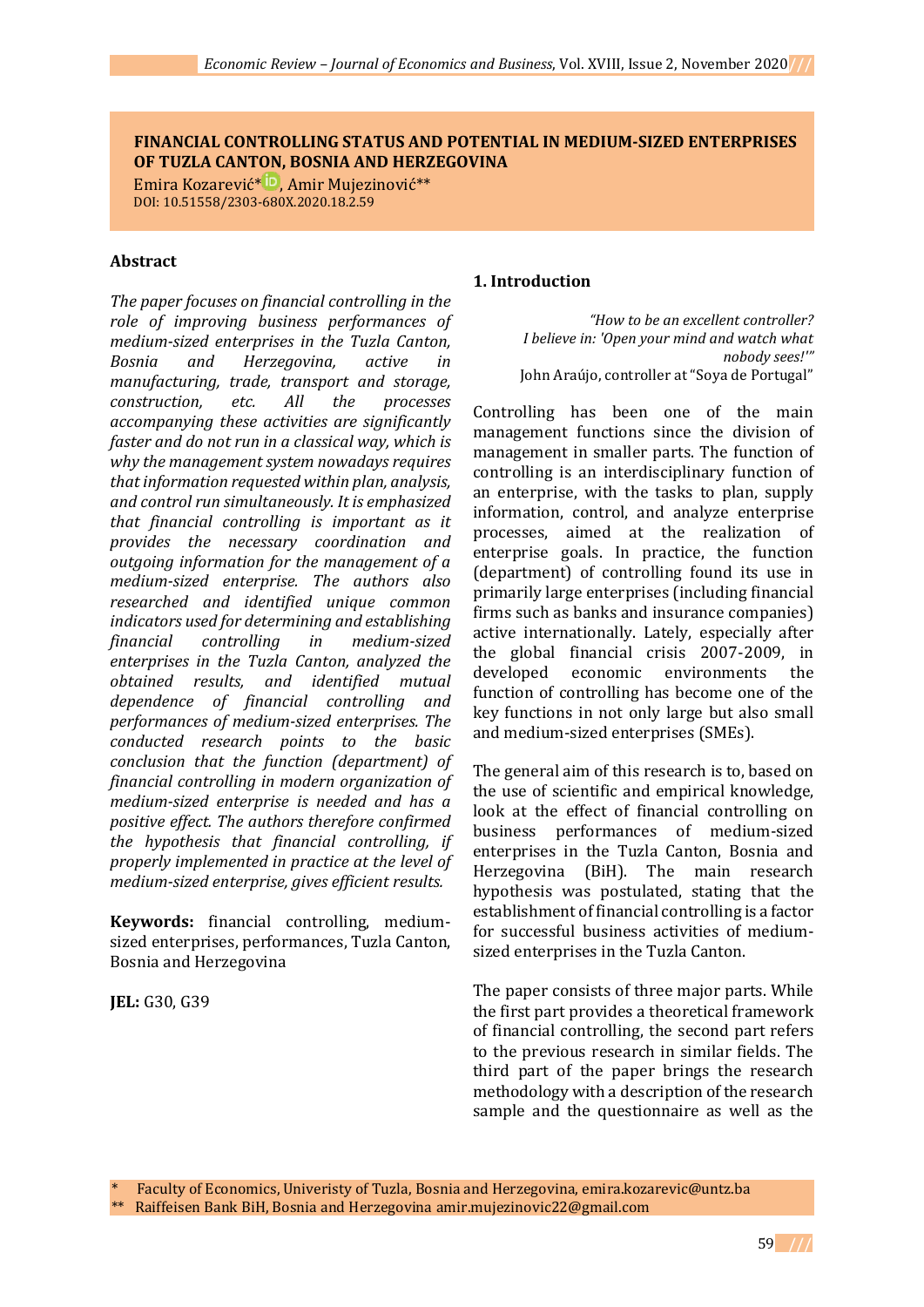**FINANCIAL CONTROLLING STATUS AND POTENTIAL IN MEDIUM-SIZED ENTERPRISES OF TUZLA CANTON, BOSNIA AND HERZEGOVINA**

Emira Kozarević*, Amir Mujezinović**

DOI: 10.51558/2303-680X.2020.18.2.59

### Abstract

*The paper focuses on financial controlling in the role of improving business performances of medium-sized enterprises in the Tuzla Canton, Bosnia and Herzegovina, active in manufacturing, trade, transport and storage, construction, etc. All the processes accompanying these activities are significantly faster and do not run in a classical way, which is why the management system nowadays requires that information requested within plan, analysis, and control run simultaneously. It is emphasized that financial controlling is important as it provides the necessary coordination and outgoing information for the management of a medium-sized enterprise. The authors also researched and identified unique common indicators used for determining and establishing financial controlling in medium-sized enterprises in the Tuzla Canton, analyzed the obtained results, and identified mutual dependence of financial controlling and performances of medium-sized enterprises. The conducted research points to the basic conclusion that the function (department) of financial controlling in modern organization of medium-sized enterprise is needed and has a positive effect. The authors therefore confirmed the hypothesis that financial controlling, if properly implemented in practice at the level of medium-sized enterprise, gives efficient results.*

**Keywords:** financial controlling, medium-sized enterprises, performances, Tuzla Canton, Bosnia and Herzegovina

**JEL:** G30, G39

## 1. Introduction

> *"How to be an excellent controller? I believe in: 'Open your mind and watch what nobody sees!'"*
> John Araújo, controller at "Soya de Portugal"

Controlling has been one of the main management functions since the division of management in smaller parts. The function of controlling is an interdisciplinary function of an enterprise, with the tasks to plan, supply information, control, and analyze enterprise processes, aimed at the realization of enterprise goals. In practice, the function (department) of controlling found its use in primarily large enterprises (including financial firms such as banks and insurance companies) active internationally. Lately, especially after the global financial crisis 2007-2009, in developed economic environments the function of controlling has become one of the key functions in not only large but also small and medium-sized enterprises (SMEs).

The general aim of this research is to, based on the use of scientific and empirical knowledge, look at the effect of financial controlling on business performances of medium-sized enterprises in the Tuzla Canton, Bosnia and Herzegovina (BiH). The main research hypothesis was postulated, stating that the establishment of financial controlling is a factor for successful business activities of medium-sized enterprises in the Tuzla Canton.

The paper consists of three major parts. While the first part provides a theoretical framework of financial controlling, the second part refers to the previous research in similar fields. The third part of the paper brings the research methodology with a description of the research sample and the questionnaire as well as the

\* Faculty of Economics, Univeristy of Tuzla, Bosnia and Herzegovina, emira.kozarevic@untz.ba

\*\* Raiffeisen Bank BiH, Bosnia and Herzegovina amir.mujezinovic22@gmail.com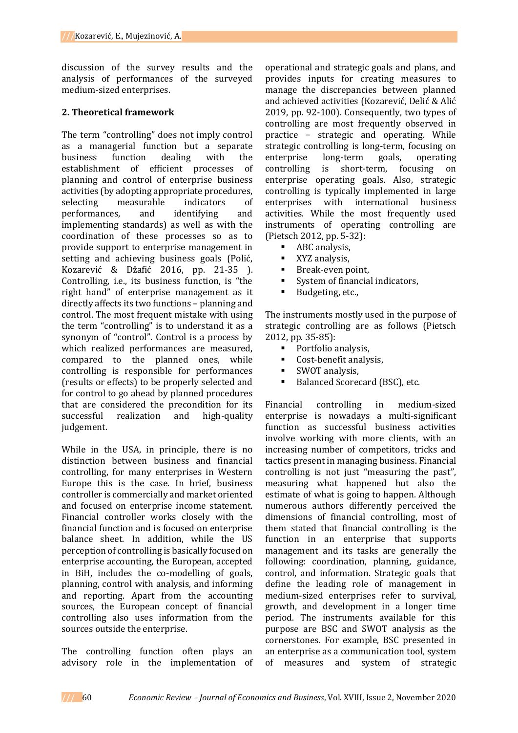discussion of the survey results and the analysis of performances of the surveyed medium-sized enterprises.

## 2. Theoretical framework

The term "controlling" does not imply control as a managerial function but a separate business function dealing with the establishment of efficient processes of planning and control of enterprise business activities (by adopting appropriate procedures, selecting measurable indicators of performances, and identifying and implementing standards) as well as with the coordination of these processes so as to provide support to enterprise management in setting and achieving business goals (Polić, Kozarević & Džafić 2016, pp. 21-35 ). Controlling, i.e., its business function, is "the right hand" of enterprise management as it directly affects its two functions – planning and control. The most frequent mistake with using the term "controlling" is to understand it as a synonym of "control". Control is a process by which realized performances are measured, compared to the planned ones, while controlling is responsible for performances (results or effects) to be properly selected and for control to go ahead by planned procedures that are considered the precondition for its successful realization and high-quality judgement.

While in the USA, in principle, there is no distinction between business and financial controlling, for many enterprises in Western Europe this is the case. In brief, business controller is commercially and market oriented and focused on enterprise income statement. Financial controller works closely with the financial function and is focused on enterprise balance sheet. In addition, while the US perception of controlling is basically focused on enterprise accounting, the European, accepted in BiH, includes the co-modelling of goals, planning, control with analysis, and informing and reporting. Apart from the accounting sources, the European concept of financial controlling also uses information from the sources outside the enterprise.

The controlling function often plays an advisory role in the implementation of operational and strategic goals and plans, and provides inputs for creating measures to manage the discrepancies between planned and achieved activities (Kozarević, Delić & Alić 2019, pp. 92-100). Consequently, two types of controlling are most frequently observed in practice – strategic and operating. While strategic controlling is long-term, focusing on enterprise long-term goals, operating controlling is short-term, focusing on enterprise operating goals. Also, strategic controlling is typically implemented in large enterprises with international business activities. While the most frequently used instruments of operating controlling are (Pietsch 2012, pp. 5-32):

- ABC analysis,
- XYZ analysis,
- Break-even point,
- System of financial indicators,
- Budgeting, etc.,

The instruments mostly used in the purpose of strategic controlling are as follows (Pietsch 2012, pp. 35-85):

- Portfolio analysis,
- Cost-benefit analysis,
- SWOT analysis,
- Balanced Scorecard (BSC), etc.

Financial controlling in medium-sized enterprise is nowadays a multi-significant function as successful business activities involve working with more clients, with an increasing number of competitors, tricks and tactics present in managing business. Financial controlling is not just "measuring the past", measuring what happened but also the estimate of what is going to happen. Although numerous authors differently perceived the dimensions of financial controlling, most of them stated that financial controlling is the function in an enterprise that supports management and its tasks are generally the following: coordination, planning, guidance, control, and information. Strategic goals that define the leading role of management in medium-sized enterprises refer to survival, growth, and development in a longer time period. The instruments available for this purpose are BSC and SWOT analysis as the cornerstones. For example, BSC presented in an enterprise as a communication tool, system of measures and system of strategic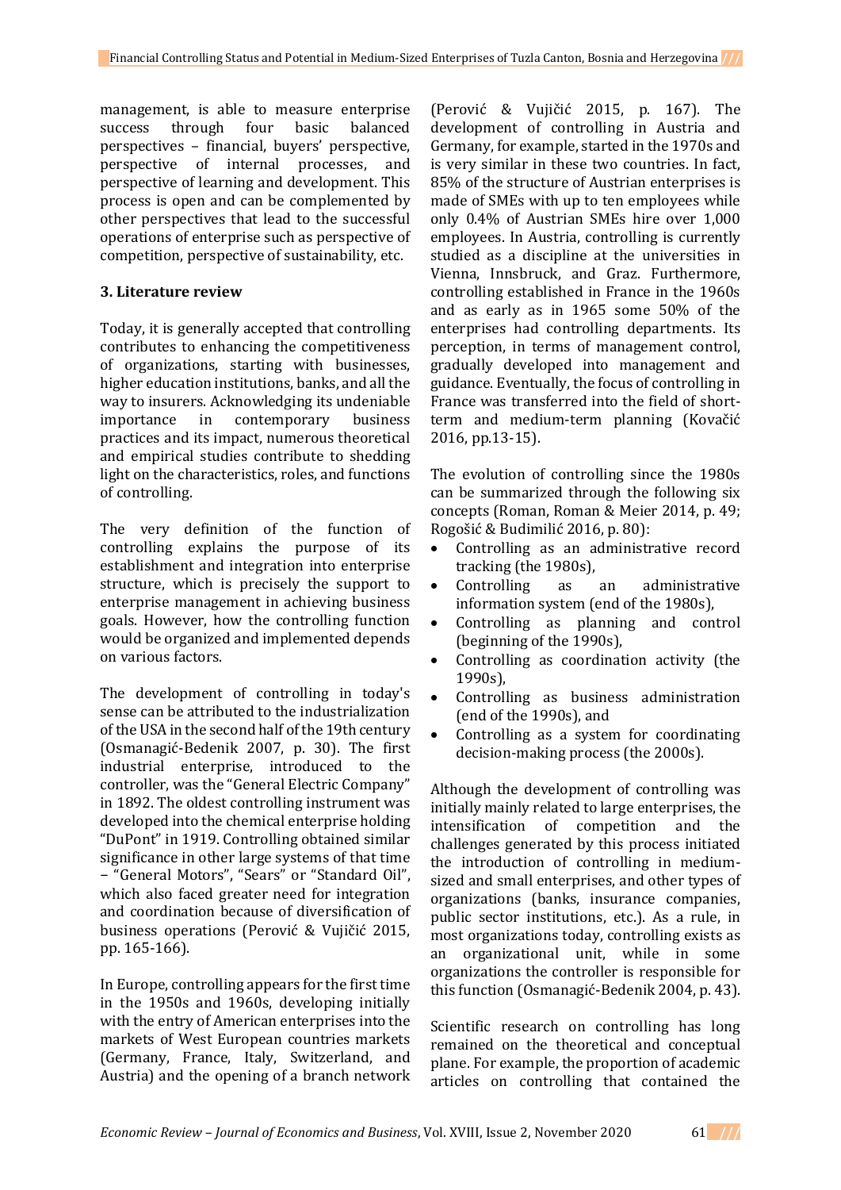management, is able to measure enterprise success through four basic balanced perspectives – financial, buyers' perspective, perspective of internal processes, and perspective of learning and development. This process is open and can be complemented by other perspectives that lead to the successful operations of enterprise such as perspective of competition, perspective of sustainability, etc.

### 3. Literature review

Today, it is generally accepted that controlling contributes to enhancing the competitiveness of organizations, starting with businesses, higher education institutions, banks, and all the way to insurers. Acknowledging its undeniable importance in contemporary business practices and its impact, numerous theoretical and empirical studies contribute to shedding light on the characteristics, roles, and functions of controlling.

The very definition of the function of controlling explains the purpose of its establishment and integration into enterprise structure, which is precisely the support to enterprise management in achieving business goals. However, how the controlling function would be organized and implemented depends on various factors.

The development of controlling in today's sense can be attributed to the industrialization of the USA in the second half of the 19th century (Osmanagić-Bedenik 2007, p. 30). The first industrial enterprise, introduced to the controller, was the "General Electric Company" in 1892. The oldest controlling instrument was developed into the chemical enterprise holding "DuPont" in 1919. Controlling obtained similar significance in other large systems of that time – "General Motors", "Sears" or "Standard Oil", which also faced greater need for integration and coordination because of diversification of business operations (Perović & Vujičić 2015, pp. 165-166).

In Europe, controlling appears for the first time in the 1950s and 1960s, developing initially with the entry of American enterprises into the markets of West European countries markets (Germany, France, Italy, Switzerland, and Austria) and the opening of a branch network (Perović & Vujičić 2015, p. 167). The development of controlling in Austria and Germany, for example, started in the 1970s and is very similar in these two countries. In fact, 85% of the structure of Austrian enterprises is made of SMEs with up to ten employees while only 0.4% of Austrian SMEs hire over 1,000 employees. In Austria, controlling is currently studied as a discipline at the universities in Vienna, Innsbruck, and Graz. Furthermore, controlling established in France in the 1960s and as early as in 1965 some 50% of the enterprises had controlling departments. Its perception, in terms of management control, gradually developed into management and guidance. Eventually, the focus of controlling in France was transferred into the field of short-term and medium-term planning (Kovačić 2016, pp.13-15).

The evolution of controlling since the 1980s can be summarized through the following six concepts (Roman, Roman & Meier 2014, p. 49; Rogošić & Budimilić 2016, p. 80):

- Controlling as an administrative record tracking (the 1980s),
- Controlling as an administrative information system (end of the 1980s),
- Controlling as planning and control (beginning of the 1990s),
- Controlling as coordination activity (the 1990s),
- Controlling as business administration (end of the 1990s), and
- Controlling as a system for coordinating decision-making process (the 2000s).

Although the development of controlling was initially mainly related to large enterprises, the intensification of competition and the challenges generated by this process initiated the introduction of controlling in medium-sized and small enterprises, and other types of organizations (banks, insurance companies, public sector institutions, etc.). As a rule, in most organizations today, controlling exists as an organizational unit, while in some organizations the controller is responsible for this function (Osmanagić-Bedenik 2004, p. 43).

Scientific research on controlling has long remained on the theoretical and conceptual plane. For example, the proportion of academic articles on controlling that contained the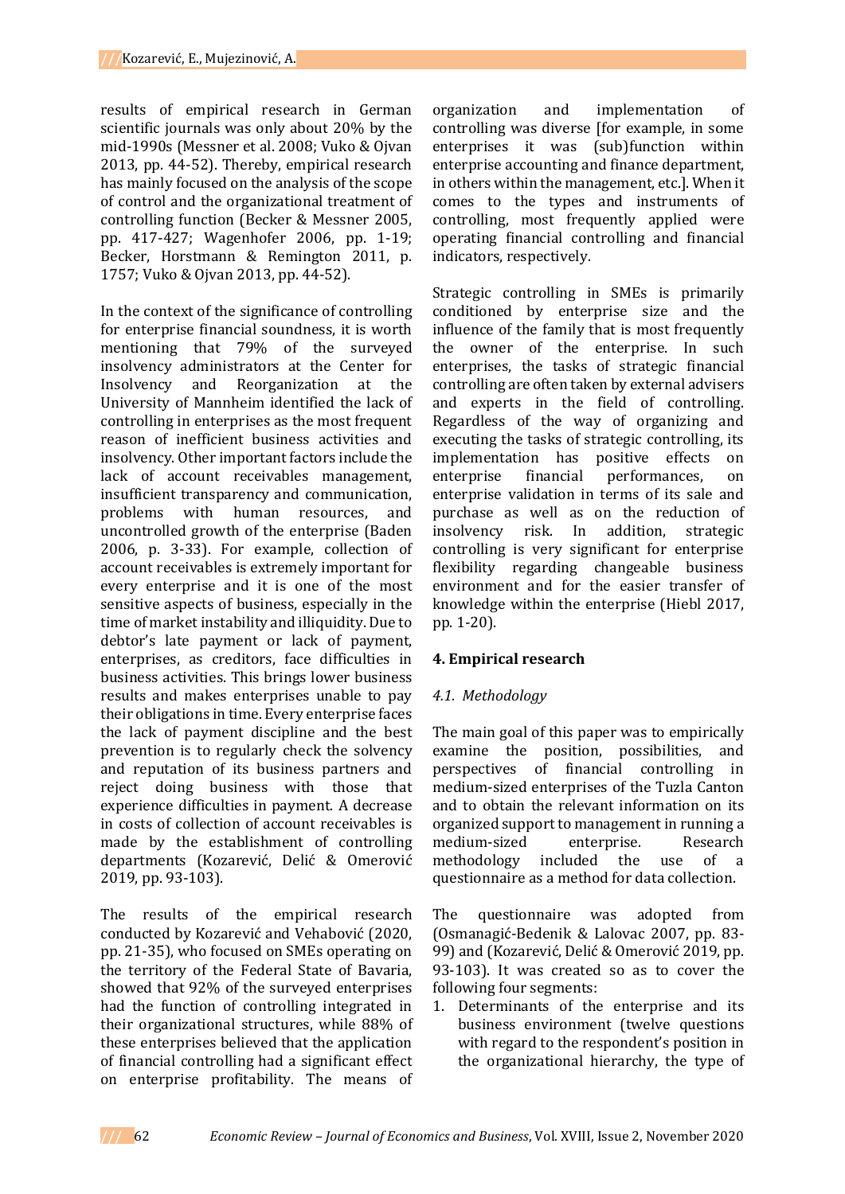results of empirical research in German scientific journals was only about 20% by the mid-1990s (Messner et al. 2008; Vuko & Ojvan 2013, pp. 44-52). Thereby, empirical research has mainly focused on the analysis of the scope of control and the organizational treatment of controlling function (Becker & Messner 2005, pp. 417-427; Wagenhofer 2006, pp. 1-19; Becker, Horstmann & Remington 2011, p. 1757; Vuko & Ojvan 2013, pp. 44-52).

In the context of the significance of controlling for enterprise financial soundness, it is worth mentioning that 79% of the surveyed insolvency administrators at the Center for Insolvency and Reorganization at the University of Mannheim identified the lack of controlling in enterprises as the most frequent reason of inefficient business activities and insolvency. Other important factors include the lack of account receivables management, insufficient transparency and communication, problems with human resources, and uncontrolled growth of the enterprise (Baden 2006, p. 3-33). For example, collection of account receivables is extremely important for every enterprise and it is one of the most sensitive aspects of business, especially in the time of market instability and illiquidity. Due to debtor's late payment or lack of payment, enterprises, as creditors, face difficulties in business activities. This brings lower business results and makes enterprises unable to pay their obligations in time. Every enterprise faces the lack of payment discipline and the best prevention is to regularly check the solvency and reputation of its business partners and reject doing business with those that experience difficulties in payment. A decrease in costs of collection of account receivables is made by the establishment of controlling departments (Kozarević, Delić & Omerović 2019, pp. 93-103).

The results of the empirical research conducted by Kozarević and Vehabović (2020, pp. 21-35), who focused on SMEs operating on the territory of the Federal State of Bavaria, showed that 92% of the surveyed enterprises had the function of controlling integrated in their organizational structures, while 88% of these enterprises believed that the application of financial controlling had a significant effect on enterprise profitability. The means of organization and implementation of controlling was diverse [for example, in some enterprises it was (sub)function within enterprise accounting and finance department, in others within the management, etc.]. When it comes to the types and instruments of controlling, most frequently applied were operating financial controlling and financial indicators, respectively.

Strategic controlling in SMEs is primarily conditioned by enterprise size and the influence of the family that is most frequently the owner of the enterprise. In such enterprises, the tasks of strategic financial controlling are often taken by external advisers and experts in the field of controlling. Regardless of the way of organizing and executing the tasks of strategic controlling, its implementation has positive effects on enterprise financial performances, on enterprise validation in terms of its sale and purchase as well as on the reduction of insolvency risk. In addition, strategic controlling is very significant for enterprise flexibility regarding changeable business environment and for the easier transfer of knowledge within the enterprise (Hiebl 2017, pp. 1-20).

## 4. Empirical research

### *4.1. Methodology*

The main goal of this paper was to empirically examine the position, possibilities, and perspectives of financial controlling in medium-sized enterprises of the Tuzla Canton and to obtain the relevant information on its organized support to management in running a medium-sized enterprise. Research methodology included the use of a questionnaire as a method for data collection.

The questionnaire was adopted from (Osmanagić-Bedenik & Lalovac 2007, pp. 83-99) and (Kozarević, Delić & Omerović 2019, pp. 93-103). It was created so as to cover the following four segments:

1. Determinants of the enterprise and its business environment (twelve questions with regard to the respondent's position in the organizational hierarchy, the type of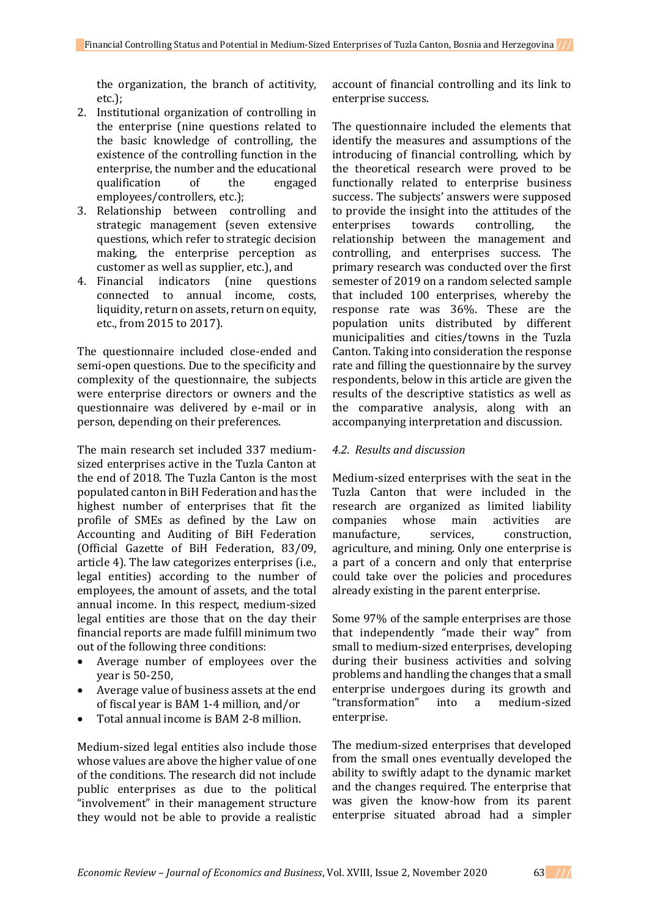the organization, the branch of actitivity, etc.);

2. Institutional organization of controlling in the enterprise (nine questions related to the basic knowledge of controlling, the existence of the controlling function in the enterprise, the number and the educational qualification of the engaged employees/controllers, etc.);
3. Relationship between controlling and strategic management (seven extensive questions, which refer to strategic decision making, the enterprise perception as customer as well as supplier, etc.), and
4. Financial indicators (nine questions connected to annual income, costs, liquidity, return on assets, return on equity, etc., from 2015 to 2017).

The questionnaire included close-ended and semi-open questions. Due to the specificity and complexity of the questionnaire, the subjects were enterprise directors or owners and the questionnaire was delivered by e-mail or in person, depending on their preferences.

The main research set included 337 medium-sized enterprises active in the Tuzla Canton at the end of 2018. The Tuzla Canton is the most populated canton in BiH Federation and has the highest number of enterprises that fit the profile of SMEs as defined by the Law on Accounting and Auditing of BiH Federation (Official Gazette of BiH Federation, 83/09, article 4). The law categorizes enterprises (i.e., legal entities) according to the number of employees, the amount of assets, and the total annual income. In this respect, medium-sized legal entities are those that on the day their financial reports are made fulfill minimum two out of the following three conditions:

- Average number of employees over the year is 50-250,
- Average value of business assets at the end of fiscal year is BAM 1-4 million, and/or
- Total annual income is BAM 2-8 million.

Medium-sized legal entities also include those whose values are above the higher value of one of the conditions. The research did not include public enterprises as due to the political "involvement" in their management structure they would not be able to provide a realistic account of financial controlling and its link to enterprise success.

The questionnaire included the elements that identify the measures and assumptions of the introducing of financial controlling, which by the theoretical research were proved to be functionally related to enterprise business success. The subjects' answers were supposed to provide the insight into the attitudes of the enterprises towards controlling, the relationship between the management and controlling, and enterprises success. The primary research was conducted over the first semester of 2019 on a random selected sample that included 100 enterprises, whereby the response rate was 36%. These are the population units distributed by different municipalities and cities/towns in the Tuzla Canton. Taking into consideration the response rate and filling the questionnaire by the survey respondents, below in this article are given the results of the descriptive statistics as well as the comparative analysis, along with an accompanying interpretation and discussion.

### *4.2. Results and discussion*

Medium-sized enterprises with the seat in the Tuzla Canton that were included in the research are organized as limited liability companies whose main activities are manufacture, services, construction, agriculture, and mining. Only one enterprise is a part of a concern and only that enterprise could take over the policies and procedures already existing in the parent enterprise.

Some 97% of the sample enterprises are those that independently "made their way" from small to medium-sized enterprises, developing during their business activities and solving problems and handling the changes that a small enterprise undergoes during its growth and "transformation" into a medium-sized enterprise.

The medium-sized enterprises that developed from the small ones eventually developed the ability to swiftly adapt to the dynamic market and the changes required. The enterprise that was given the know-how from its parent enterprise situated abroad had a simpler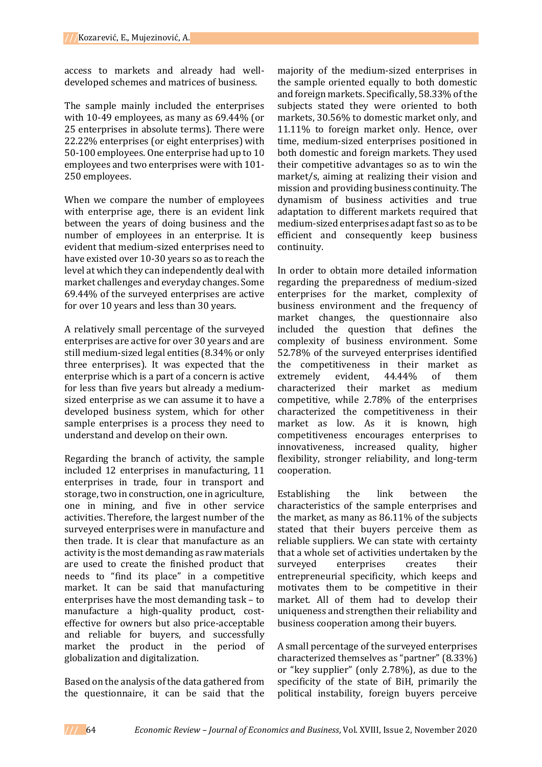access to markets and already had well-developed schemes and matrices of business.

The sample mainly included the enterprises with 10-49 employees, as many as 69.44% (or 25 enterprises in absolute terms). There were 22.22% enterprises (or eight enterprises) with 50-100 employees. One enterprise had up to 10 employees and two enterprises were with 101-250 employees.

When we compare the number of employees with enterprise age, there is an evident link between the years of doing business and the number of employees in an enterprise. It is evident that medium-sized enterprises need to have existed over 10-30 years so as to reach the level at which they can independently deal with market challenges and everyday changes. Some 69.44% of the surveyed enterprises are active for over 10 years and less than 30 years.

A relatively small percentage of the surveyed enterprises are active for over 30 years and are still medium-sized legal entities (8.34% or only three enterprises). It was expected that the enterprise which is a part of a concern is active for less than five years but already a medium-sized enterprise as we can assume it to have a developed business system, which for other sample enterprises is a process they need to understand and develop on their own.

Regarding the branch of activity, the sample included 12 enterprises in manufacturing, 11 enterprises in trade, four in transport and storage, two in construction, one in agriculture, one in mining, and five in other service activities. Therefore, the largest number of the surveyed enterprises were in manufacture and then trade. It is clear that manufacture as an activity is the most demanding as raw materials are used to create the finished product that needs to "find its place" in a competitive market. It can be said that manufacturing enterprises have the most demanding task – to manufacture a high-quality product, cost-effective for owners but also price-acceptable and reliable for buyers, and successfully market the product in the period of globalization and digitalization.

Based on the analysis of the data gathered from the questionnaire, it can be said that the majority of the medium-sized enterprises in the sample oriented equally to both domestic and foreign markets. Specifically, 58.33% of the subjects stated they were oriented to both markets, 30.56% to domestic market only, and 11.11% to foreign market only. Hence, over time, medium-sized enterprises positioned in both domestic and foreign markets. They used their competitive advantages so as to win the market/s, aiming at realizing their vision and mission and providing business continuity. The dynamism of business activities and true adaptation to different markets required that medium-sized enterprises adapt fast so as to be efficient and consequently keep business continuity.

In order to obtain more detailed information regarding the preparedness of medium-sized enterprises for the market, complexity of business environment and the frequency of market changes, the questionnaire also included the question that defines the complexity of business environment. Some 52.78% of the surveyed enterprises identified the competitiveness in their market as extremely evident, 44.44% of them characterized their market as medium competitive, while 2.78% of the enterprises characterized the competitiveness in their market as low. As it is known, high competitiveness encourages enterprises to innovativeness, increased quality, higher flexibility, stronger reliability, and long-term cooperation.

Establishing the link between the characteristics of the sample enterprises and the market, as many as 86.11% of the subjects stated that their buyers perceive them as reliable suppliers. We can state with certainty that a whole set of activities undertaken by the surveyed enterprises creates their entrepreneurial specificity, which keeps and motivates them to be competitive in their market. All of them had to develop their uniqueness and strengthen their reliability and business cooperation among their buyers.

A small percentage of the surveyed enterprises characterized themselves as "partner" (8.33%) or "key supplier" (only 2.78%), as due to the specificity of the state of BiH, primarily the political instability, foreign buyers perceive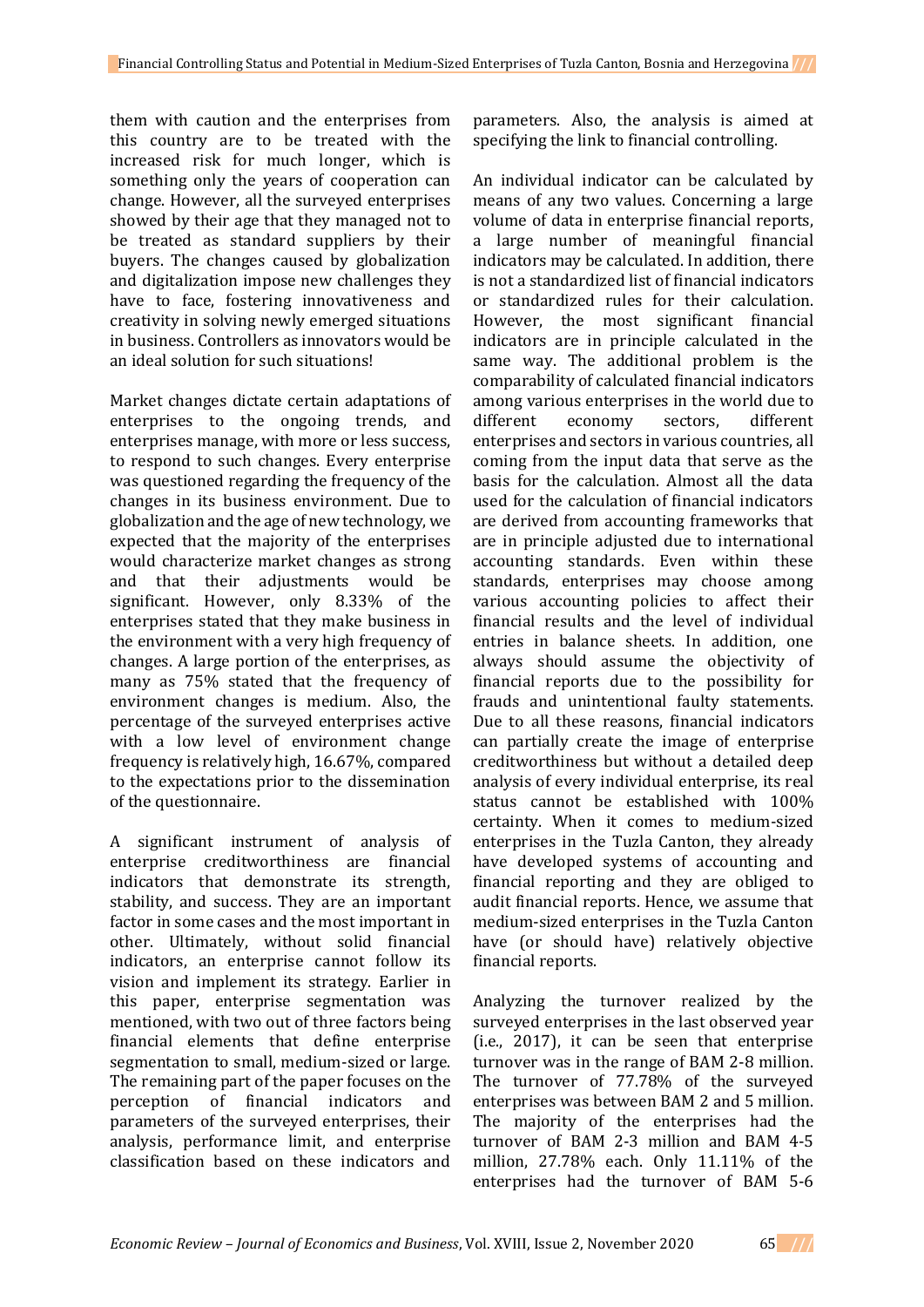them with caution and the enterprises from this country are to be treated with the increased risk for much longer, which is something only the years of cooperation can change. However, all the surveyed enterprises showed by their age that they managed not to be treated as standard suppliers by their buyers. The changes caused by globalization and digitalization impose new challenges they have to face, fostering innovativeness and creativity in solving newly emerged situations in business. Controllers as innovators would be an ideal solution for such situations!

Market changes dictate certain adaptations of enterprises to the ongoing trends, and enterprises manage, with more or less success, to respond to such changes. Every enterprise was questioned regarding the frequency of the changes in its business environment. Due to globalization and the age of new technology, we expected that the majority of the enterprises would characterize market changes as strong and that their adjustments would be significant. However, only 8.33% of the enterprises stated that they make business in the environment with a very high frequency of changes. A large portion of the enterprises, as many as 75% stated that the frequency of environment changes is medium. Also, the percentage of the surveyed enterprises active with a low level of environment change frequency is relatively high, 16.67%, compared to the expectations prior to the dissemination of the questionnaire.

A significant instrument of analysis of enterprise creditworthiness are financial indicators that demonstrate its strength, stability, and success. They are an important factor in some cases and the most important in other. Ultimately, without solid financial indicators, an enterprise cannot follow its vision and implement its strategy. Earlier in this paper, enterprise segmentation was mentioned, with two out of three factors being financial elements that define enterprise segmentation to small, medium-sized or large. The remaining part of the paper focuses on the perception of financial indicators and parameters of the surveyed enterprises, their analysis, performance limit, and enterprise classification based on these indicators and parameters. Also, the analysis is aimed at specifying the link to financial controlling.

An individual indicator can be calculated by means of any two values. Concerning a large volume of data in enterprise financial reports, a large number of meaningful financial indicators may be calculated. In addition, there is not a standardized list of financial indicators or standardized rules for their calculation. However, the most significant financial indicators are in principle calculated in the same way. The additional problem is the comparability of calculated financial indicators among various enterprises in the world due to different economy sectors, different enterprises and sectors in various countries, all coming from the input data that serve as the basis for the calculation. Almost all the data used for the calculation of financial indicators are derived from accounting frameworks that are in principle adjusted due to international accounting standards. Even within these standards, enterprises may choose among various accounting policies to affect their financial results and the level of individual entries in balance sheets. In addition, one always should assume the objectivity of financial reports due to the possibility for frauds and unintentional faulty statements. Due to all these reasons, financial indicators can partially create the image of enterprise creditworthiness but without a detailed deep analysis of every individual enterprise, its real status cannot be established with 100% certainty. When it comes to medium-sized enterprises in the Tuzla Canton, they already have developed systems of accounting and financial reporting and they are obliged to audit financial reports. Hence, we assume that medium-sized enterprises in the Tuzla Canton have (or should have) relatively objective financial reports.

Analyzing the turnover realized by the surveyed enterprises in the last observed year (i.e., 2017), it can be seen that enterprise turnover was in the range of BAM 2-8 million. The turnover of 77.78% of the surveyed enterprises was between BAM 2 and 5 million. The majority of the enterprises had the turnover of BAM 2-3 million and BAM 4-5 million, 27.78% each. Only 11.11% of the enterprises had the turnover of BAM 5-6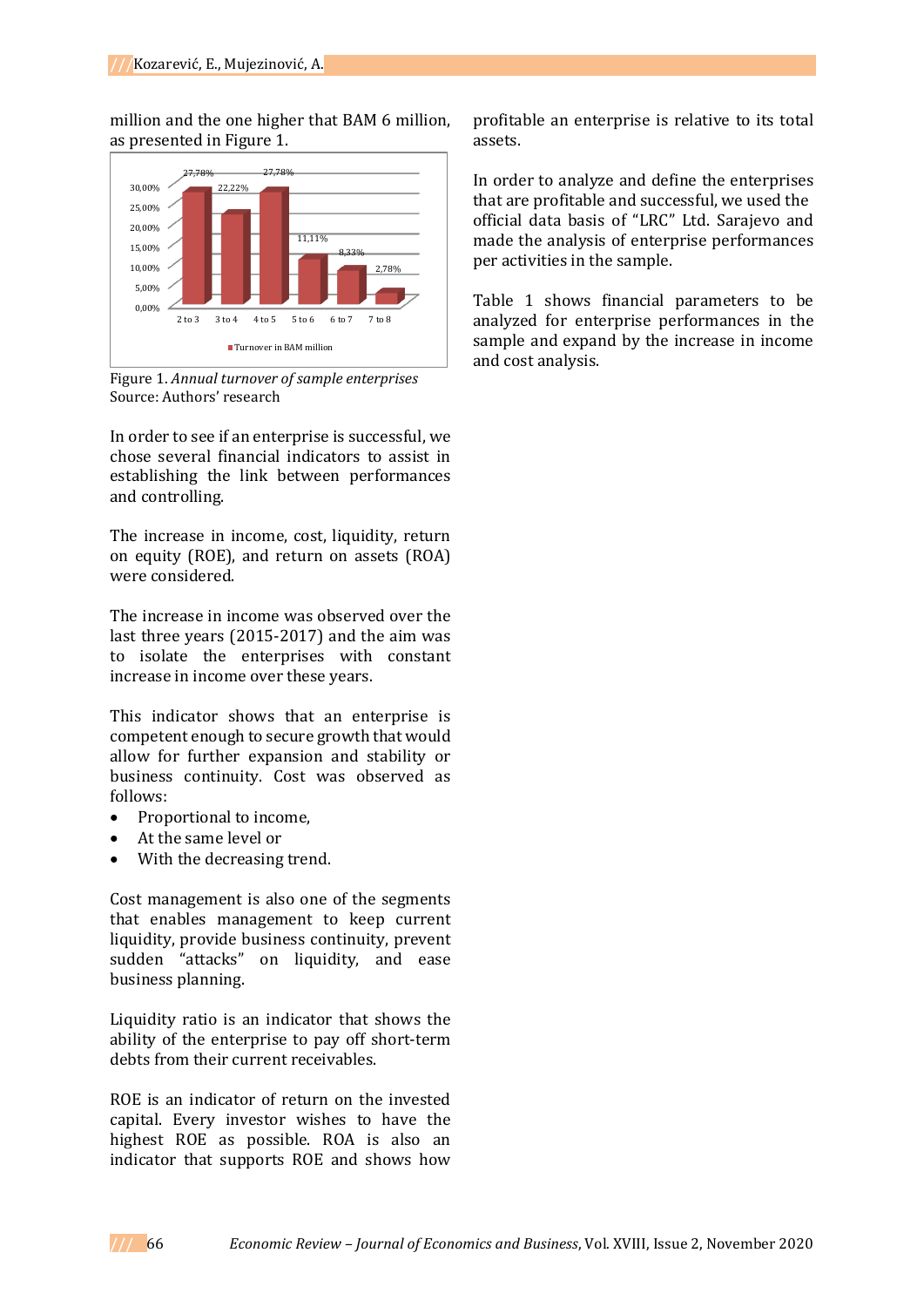million and the one higher that BAM 6 million, as presented in Figure 1.

Figure 1. *Annual turnover of sample enterprises*
Source: Authors' research

In order to see if an enterprise is successful, we chose several financial indicators to assist in establishing the link between performances and controlling.

The increase in income, cost, liquidity, return on equity (ROE), and return on assets (ROA) were considered.

The increase in income was observed over the last three years (2015-2017) and the aim was to isolate the enterprises with constant increase in income over these years.

This indicator shows that an enterprise is competent enough to secure growth that would allow for further expansion and stability or business continuity. Cost was observed as follows:

- Proportional to income,
- At the same level or
- With the decreasing trend.

Cost management is also one of the segments that enables management to keep current liquidity, provide business continuity, prevent sudden "attacks" on liquidity, and ease business planning.

Liquidity ratio is an indicator that shows the ability of the enterprise to pay off short-term debts from their current receivables.

ROE is an indicator of return on the invested capital. Every investor wishes to have the highest ROE as possible. ROA is also an indicator that supports ROE and shows how profitable an enterprise is relative to its total assets.

In order to analyze and define the enterprises that are profitable and successful, we used the official data basis of "LRC" Ltd. Sarajevo and made the analysis of enterprise performances per activities in the sample.

Table 1 shows financial parameters to be analyzed for enterprise performances in the sample and expand by the increase in income and cost analysis.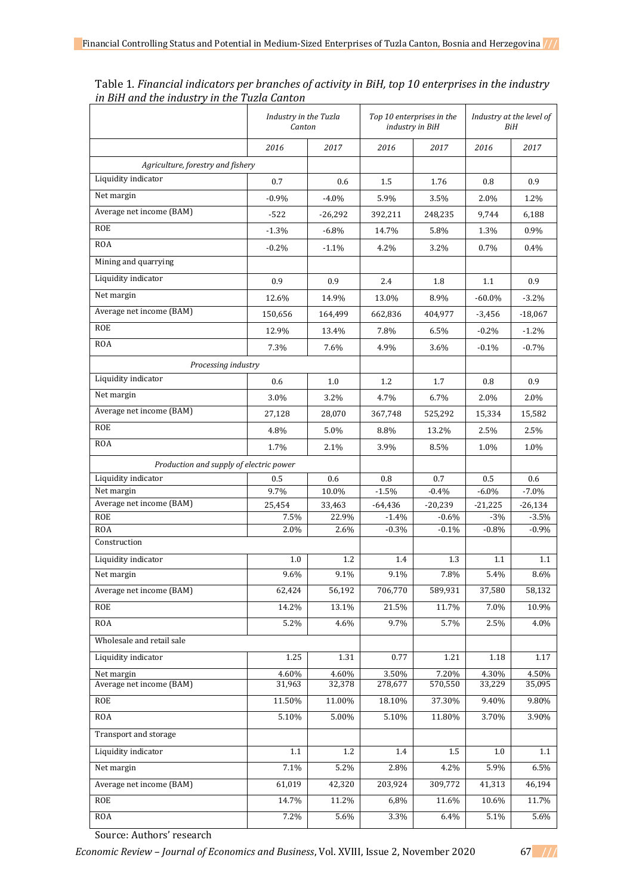Table 1. *Financial indicators per branches of activity in BiH, top 10 enterprises in the industry in BiH and the industry in the Tuzla Canton*

| | *Industry in the Tuzla Canton* | | *Top 10 enterprises in the industry in BiH* | | *Industry at the level of BiH* | |
|---|---|---|---|---|---|---|
| | *2016* | *2017* | *2016* | *2017* | *2016* | *2017* |
| *Agriculture, forestry and fishery* | | | | | | |
| Liquidity indicator | 0.7 | 0.6 | 1.5 | 1.76 | 0.8 | 0.9 |
| Net margin | -0.9% | -4.0% | 5.9% | 3.5% | 2.0% | 1.2% |
| Average net income (BAM) | -522 | -26,292 | 392,211 | 248,235 | 9,744 | 6,188 |
| ROE | -1.3% | -6.8% | 14.7% | 5.8% | 1.3% | 0.9% |
| ROA | -0.2% | -1.1% | 4.2% | 3.2% | 0.7% | 0.4% |
| Mining and quarrying | | | | | | |
| Liquidity indicator | 0.9 | 0.9 | 2.4 | 1.8 | 1.1 | 0.9 |
| Net margin | 12.6% | 14.9% | 13.0% | 8.9% | -60.0% | -3.2% |
| Average net income (BAM) | 150,656 | 164,499 | 662,836 | 404,977 | -3,456 | -18,067 |
| ROE | 12.9% | 13.4% | 7.8% | 6.5% | -0.2% | -1.2% |
| ROA | 7.3% | 7.6% | 4.9% | 3.6% | -0.1% | -0.7% |
| *Processing industry* | | | | | | |
| Liquidity indicator | 0.6 | 1.0 | 1.2 | 1.7 | 0.8 | 0.9 |
| Net margin | 3.0% | 3.2% | 4.7% | 6.7% | 2.0% | 2.0% |
| Average net income (BAM) | 27,128 | 28,070 | 367,748 | 525,292 | 15,334 | 15,582 |
| ROE | 4.8% | 5.0% | 8.8% | 13.2% | 2.5% | 2.5% |
| ROA | 1.7% | 2.1% | 3.9% | 8.5% | 1.0% | 1.0% |
| *Production and supply of electric power* | | | | | | |
| Liquidity indicator | 0.5 | 0.6 | 0.8 | 0.7 | 0.5 | 0.6 |
| Net margin | 9.7% | 10.0% | -1.5% | -0.4% | -6.0% | -7.0% |
| Average net income (BAM) | 25,454 | 33,463 | -64,436 | -20,239 | -21,225 | -26,134 |
| ROE | 7.5% | 22.9% | -1.4% | -0.6% | -3% | -3.5% |
| ROA | 2.0% | 2.6% | -0.3% | -0.1% | -0.8% | -0.9% |
| Construction | | | | | | |
| Liquidity indicator | 1.0 | 1.2 | 1.4 | 1.3 | 1.1 | 1.1 |
| Net margin | 9.6% | 9.1% | 9.1% | 7.8% | 5.4% | 8.6% |
| Average net income (BAM) | 62,424 | 56,192 | 706,770 | 589,931 | 37,580 | 58,132 |
| ROE | 14.2% | 13.1% | 21.5% | 11.7% | 7.0% | 10.9% |
| ROA | 5.2% | 4.6% | 9.7% | 5.7% | 2.5% | 4.0% |
| Wholesale and retail sale | | | | | | |
| Liquidity indicator | 1.25 | 1.31 | 0.77 | 1.21 | 1.18 | 1.17 |
| Net margin | 4.60% | 4.60% | 3.50% | 7.20% | 4.30% | 4.50% |
| Average net income (BAM) | 31,963 | 32,378 | 278,677 | 570,550 | 33,229 | 35,095 |
| ROE | 11.50% | 11.00% | 18.10% | 37.30% | 9.40% | 9.80% |
| ROA | 5.10% | 5.00% | 5.10% | 11.80% | 3.70% | 3.90% |
| Transport and storage | | | | | | |
| Liquidity indicator | 1.1 | 1.2 | 1.4 | 1.5 | 1.0 | 1.1 |
| Net margin | 7.1% | 5.2% | 2.8% | 4.2% | 5.9% | 6.5% |
| Average net income (BAM) | 61,019 | 42,320 | 203,924 | 309,772 | 41,313 | 46,194 |
| ROE | 14.7% | 11.2% | 6,8% | 11.6% | 10.6% | 11.7% |
| ROA | 7.2% | 5.6% | 3.3% | 6.4% | 5.1% | 5.6% |

Source: Authors' research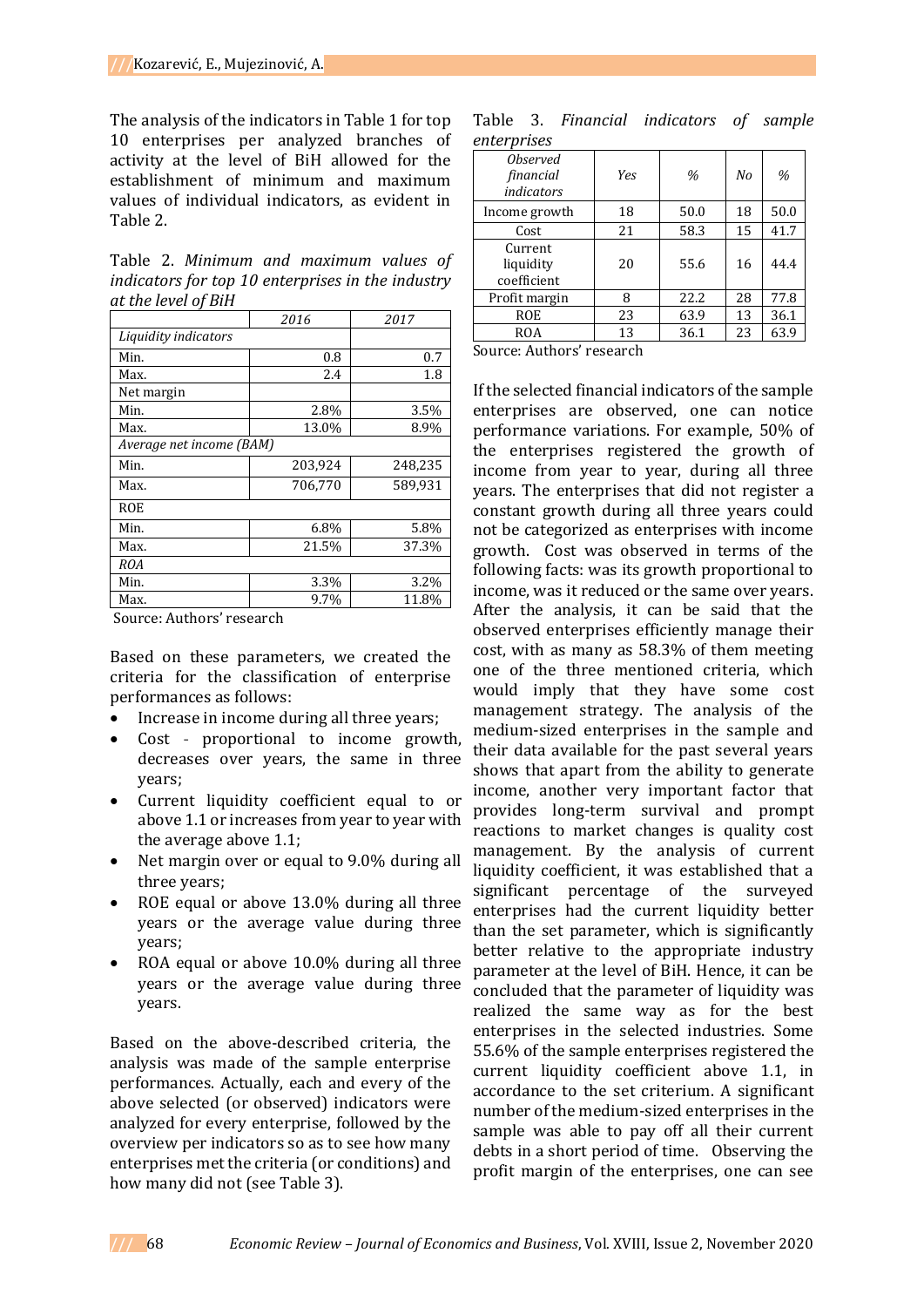The analysis of the indicators in Table 1 for top 10 enterprises per analyzed branches of activity at the level of BiH allowed for the establishment of minimum and maximum values of individual indicators, as evident in Table 2.

Table 2. *Minimum and maximum values of indicators for top 10 enterprises in the industry at the level of BiH*

| | 2016 | 2017 |
|---|---|---|
| *Liquidity indicators* | | |
| Min. | 0.8 | 0.7 |
| Max. | 2.4 | 1.8 |
| Net margin | | |
| Min. | 2.8% | 3.5% |
| Max. | 13.0% | 8.9% |
| *Average net income (BAM)* | | |
| Min. | 203,924 | 248,235 |
| Max. | 706,770 | 589,931 |
| ROE | | |
| Min. | 6.8% | 5.8% |
| Max. | 21.5% | 37.3% |
| *ROA* | | |
| Min. | 3.3% | 3.2% |
| Max. | 9.7% | 11.8% |

Source: Authors' research

Based on these parameters, we created the criteria for the classification of enterprise performances as follows:

- Increase in income during all three years;
- Cost - proportional to income growth, decreases over years, the same in three years;
- Current liquidity coefficient equal to or above 1.1 or increases from year to year with the average above 1.1;
- Net margin over or equal to 9.0% during all three years;
- ROE equal or above 13.0% during all three years or the average value during three years;
- ROA equal or above 10.0% during all three years or the average value during three years.

Based on the above-described criteria, the analysis was made of the sample enterprise performances. Actually, each and every of the above selected (or observed) indicators was analyzed for every enterprise, followed by the overview per indicators so as to see how many enterprises met the criteria (or conditions) and how many did not (see Table 3).

Table 3. *Financial indicators of sample enterprises*

| *Observed financial indicators* | *Yes* | *%* | *No* | *%* |
|---|---|---|---|---|
| Income growth | 18 | 50.0 | 18 | 50.0 |
| Cost | 21 | 58.3 | 15 | 41.7 |
| Current liquidity coefficient | 20 | 55.6 | 16 | 44.4 |
| Profit margin | 8 | 22.2 | 28 | 77.8 |
| ROE | 23 | 63.9 | 13 | 36.1 |
| ROA | 13 | 36.1 | 23 | 63.9 |

Source: Authors' research

If the selected financial indicators of the sample enterprises are observed, one can notice performance variations. For example, 50% of the enterprises registered the growth of income from year to year, during all three years. The enterprises that did not register a constant growth during all three years could not be categorized as enterprises with income growth. Cost was observed in terms of the following facts: was its growth proportional to income, was it reduced or the same over years. After the analysis, it can be said that the observed enterprises efficiently manage their cost, with as many as 58.3% of them meeting one of the three mentioned criteria, which would imply that they have some cost management strategy. The analysis of the medium-sized enterprises in the sample and their data available for the past several years shows that apart from the ability to generate income, another very important factor that provides long-term survival and prompt reactions to market changes is quality cost management. By the analysis of current liquidity coefficient, it was established that a significant percentage of the surveyed enterprises had the current liquidity better than the set parameter, which is significantly better relative to the appropriate industry parameter at the level of BiH. Hence, it can be concluded that the parameter of liquidity was realized the same way as for the best enterprises in the selected industries. Some 55.6% of the sample enterprises registered the current liquidity coefficient above 1.1, in accordance to the set criterium. A significant number of the medium-sized enterprises in the sample was able to pay off all their current debts in a short period of time. Observing the profit margin of the enterprises, one can see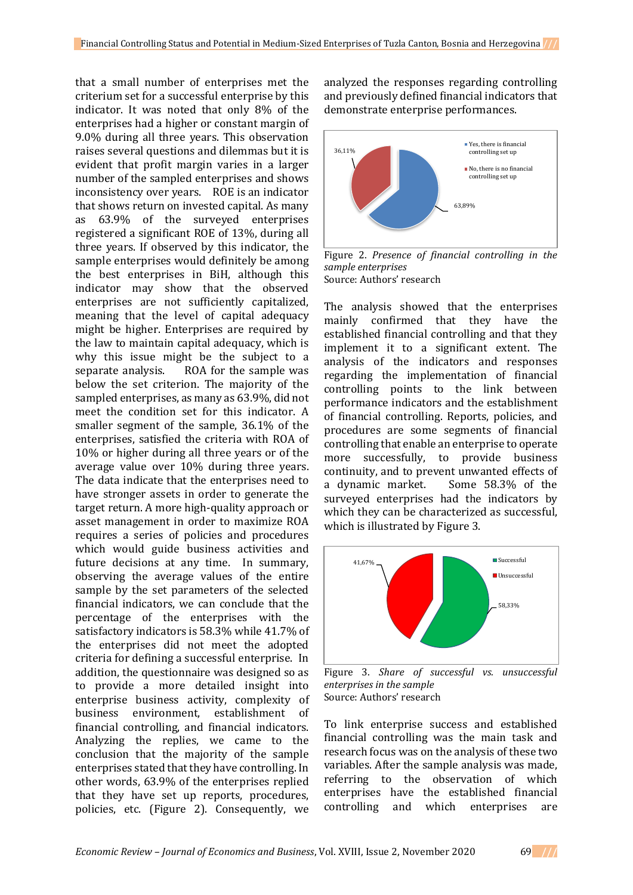that a small number of enterprises met the criterium set for a successful enterprise by this indicator. It was noted that only 8% of the enterprises had a higher or constant margin of 9.0% during all three years. This observation raises several questions and dilemmas but it is evident that profit margin varies in a larger number of the sampled enterprises and shows inconsistency over years. ROE is an indicator that shows return on invested capital. As many as 63.9% of the surveyed enterprises registered a significant ROE of 13%, during all three years. If observed by this indicator, the sample enterprises would definitely be among the best enterprises in BiH, although this indicator may show that the observed enterprises are not sufficiently capitalized, meaning that the level of capital adequacy might be higher. Enterprises are required by the law to maintain capital adequacy, which is why this issue might be the subject to a separate analysis. ROA for the sample was below the set criterion. The majority of the sampled enterprises, as many as 63.9%, did not meet the condition set for this indicator. A smaller segment of the sample, 36.1% of the enterprises, satisfied the criteria with ROA of 10% or higher during all three years or of the average value over 10% during three years. The data indicate that the enterprises need to have stronger assets in order to generate the target return. A more high-quality approach or asset management in order to maximize ROA requires a series of policies and procedures which would guide business activities and future decisions at any time. In summary, observing the average values of the entire sample by the set parameters of the selected financial indicators, we can conclude that the percentage of the enterprises with the satisfactory indicators is 58.3% while 41.7% of the enterprises did not meet the adopted criteria for defining a successful enterprise. In addition, the questionnaire was designed so as to provide a more detailed insight into enterprise business activity, complexity of business environment, establishment of financial controlling, and financial indicators. Analyzing the replies, we came to the conclusion that the majority of the sample enterprises stated that they have controlling. In other words, 63.9% of the enterprises replied that they have set up reports, procedures, policies, etc. (Figure 2). Consequently, we analyzed the responses regarding controlling and previously defined financial indicators that demonstrate enterprise performances.

Figure 2. *Presence of financial controlling in the sample enterprises*
Source: Authors' research

The analysis showed that the enterprises mainly confirmed that they have the established financial controlling and that they implement it to a significant extent. The analysis of the indicators and responses regarding the implementation of financial controlling points to the link between performance indicators and the establishment of financial controlling. Reports, policies, and procedures are some segments of financial controlling that enable an enterprise to operate more successfully, to provide business continuity, and to prevent unwanted effects of a dynamic market. Some 58.3% of the surveyed enterprises had the indicators by which they can be characterized as successful, which is illustrated by Figure 3.

Figure 3. *Share of successful vs. unsuccessful enterprises in the sample*
Source: Authors' research

To link enterprise success and established financial controlling was the main task and research focus was on the analysis of these two variables. After the sample analysis was made, referring to the observation of which enterprises have the established financial controlling and which enterprises are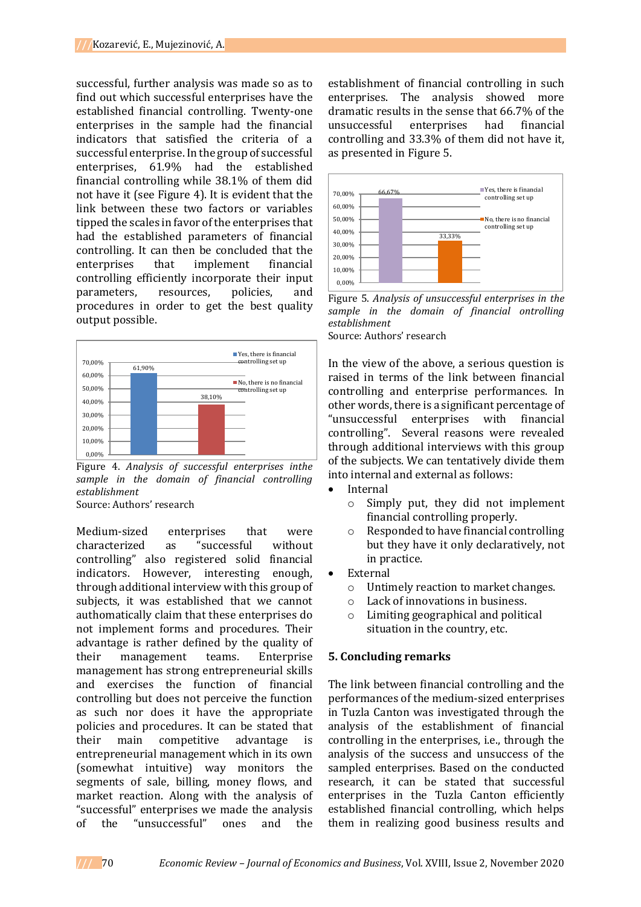successful, further analysis was made so as to find out which successful enterprises have the established financial controlling. Twenty-one enterprises in the sample had the financial indicators that satisfied the criteria of a successful enterprise. In the group of successful enterprises, 61.9% had the established financial controlling while 38.1% of them did not have it (see Figure 4). It is evident that the link between these two factors or variables tipped the scales in favor of the enterprises that had the established parameters of financial controlling. It can then be concluded that the enterprises that implement financial controlling efficiently incorporate their input parameters, resources, policies, and procedures in order to get the best quality output possible.

Figure 4. *Analysis of successful enterprises inthe sample in the domain of financial controlling establishment*

Source: Authors' research

Medium-sized enterprises that were characterized as "successful without controlling" also registered solid financial indicators. However, interesting enough, through additional interview with this group of subjects, it was established that we cannot authomatically claim that these enterprises do not implement forms and procedures. Their advantage is rather defined by the quality of their management teams. Enterprise management has strong entrepreneurial skills and exercises the function of financial controlling but does not perceive the function as such nor does it have the appropriate policies and procedures. It can be stated that their main competitive advantage is entrepreneurial management which in its own (somewhat intuitive) way monitors the segments of sale, billing, money flows, and market reaction. Along with the analysis of "successful" enterprises we made the analysis of the "unsuccessful" ones and the establishment of financial controlling in such enterprises. The analysis showed more dramatic results in the sense that 66.7% of the unsuccessful enterprises had financial controlling and 33.3% of them did not have it, as presented in Figure 5.

Figure 5. *Analysis of unsuccessful enterprises in the sample in the domain of financial ontrolling establishment*

Source: Authors' research

In the view of the above, a serious question is raised in terms of the link between financial controlling and enterprise performances. In other words, there is a significant percentage of "unsuccessful enterprises with financial controlling". Several reasons were revealed through additional interviews with this group of the subjects. We can tentatively divide them into internal and external as follows:

- Internal
  - Simply put, they did not implement financial controlling properly.
  - Responded to have financial controlling but they have it only declaratively, not in practice.
- External
  - Untimely reaction to market changes.
  - Lack of innovations in business.
  - Limiting geographical and political situation in the country, etc.

## 5. Concluding remarks

The link between financial controlling and the performances of the medium-sized enterprises in Tuzla Canton was investigated through the analysis of the establishment of financial controlling in the enterprises, i.e., through the analysis of the success and unsuccess of the sampled enterprises. Based on the conducted research, it can be stated that successful enterprises in the Tuzla Canton efficiently established financial controlling, which helps them in realizing good business results and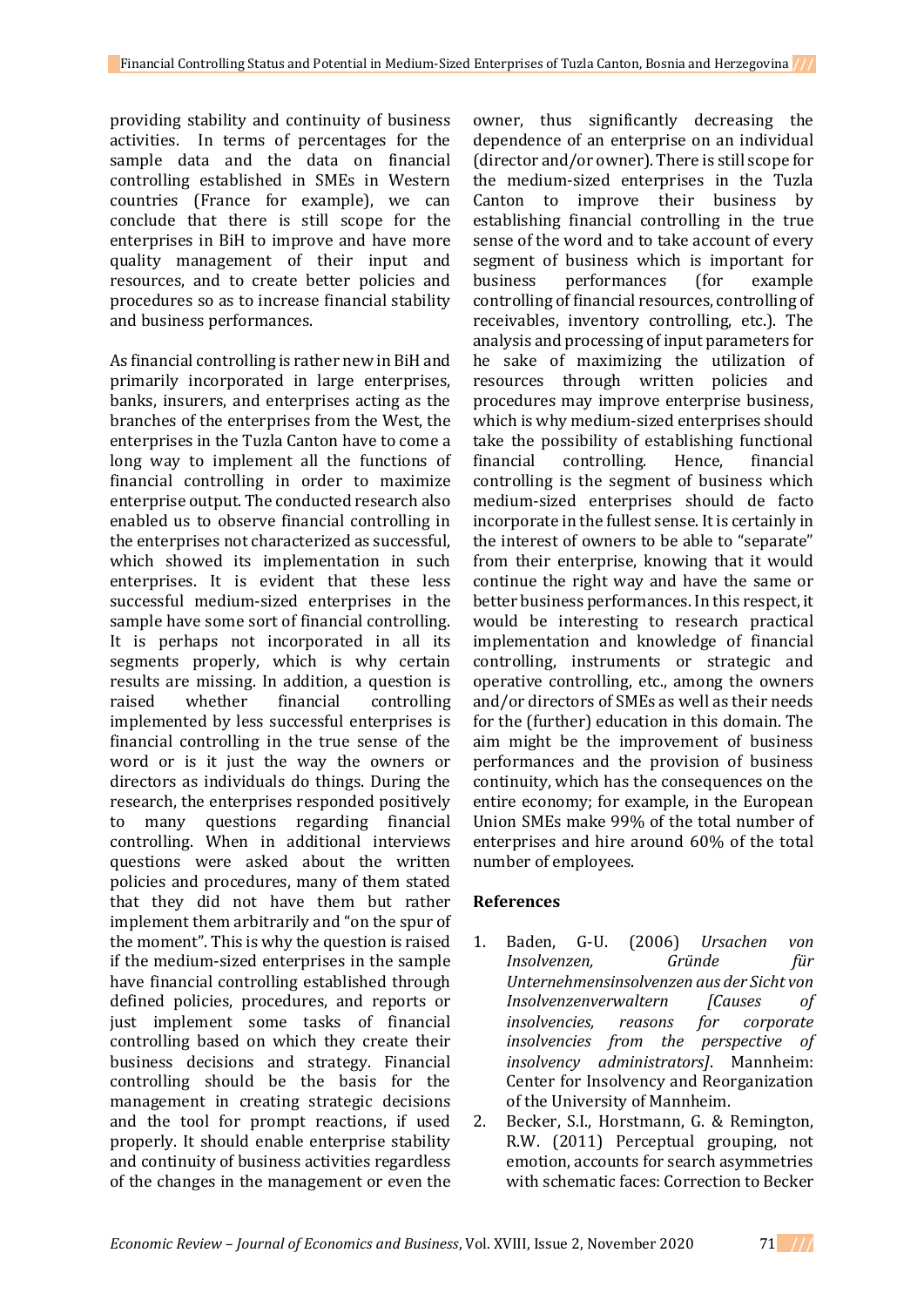providing stability and continuity of business activities. In terms of percentages for the sample data and the data on financial controlling established in SMEs in Western countries (France for example), we can conclude that there is still scope for the enterprises in BiH to improve and have more quality management of their input and resources, and to create better policies and procedures so as to increase financial stability and business performances.

As financial controlling is rather new in BiH and primarily incorporated in large enterprises, banks, insurers, and enterprises acting as the branches of the enterprises from the West, the enterprises in the Tuzla Canton have to come a long way to implement all the functions of financial controlling in order to maximize enterprise output. The conducted research also enabled us to observe financial controlling in the enterprises not characterized as successful, which showed its implementation in such enterprises. It is evident that these less successful medium-sized enterprises in the sample have some sort of financial controlling. It is perhaps not incorporated in all its segments properly, which is why certain results are missing. In addition, a question is raised whether financial controlling implemented by less successful enterprises is financial controlling in the true sense of the word or is it just the way the owners or directors as individuals do things. During the research, the enterprises responded positively to many questions regarding financial controlling. When in additional interviews questions were asked about the written policies and procedures, many of them stated that they did not have them but rather implement them arbitrarily and "on the spur of the moment". This is why the question is raised if the medium-sized enterprises in the sample have financial controlling established through defined policies, procedures, and reports or just implement some tasks of financial controlling based on which they create their business decisions and strategy. Financial controlling should be the basis for the management in creating strategic decisions and the tool for prompt reactions, if used properly. It should enable enterprise stability and continuity of business activities regardless of the changes in the management or even the owner, thus significantly decreasing the dependence of an enterprise on an individual (director and/or owner). There is still scope for the medium-sized enterprises in the Tuzla Canton to improve their business by establishing financial controlling in the true sense of the word and to take account of every segment of business which is important for business performances (for example controlling of financial resources, controlling of receivables, inventory controlling, etc.). The analysis and processing of input parameters for he sake of maximizing the utilization of resources through written policies and procedures may improve enterprise business, which is why medium-sized enterprises should take the possibility of establishing functional financial controlling. Hence, financial controlling is the segment of business which medium-sized enterprises should de facto incorporate in the fullest sense. It is certainly in the interest of owners to be able to "separate" from their enterprise, knowing that it would continue the right way and have the same or better business performances. In this respect, it would be interesting to research practical implementation and knowledge of financial controlling, instruments or strategic and operative controlling, etc., among the owners and/or directors of SMEs as well as their needs for the (further) education in this domain. The aim might be the improvement of business performances and the provision of business continuity, which has the consequences on the entire economy; for example, in the European Union SMEs make 99% of the total number of enterprises and hire around 60% of the total number of employees.

## References

1. Baden, G-U. (2006) *Ursachen von Insolvenzen, Gründe für Unternehmensinsolvenzen aus der Sicht von Insolvenzenverwaltern [Causes of insolvencies, reasons for corporate insolvencies from the perspective of insolvency administrators]*. Mannheim: Center for Insolvency and Reorganization of the University of Mannheim.
2. Becker, S.I., Horstmann, G. & Remington, R.W. (2011) Perceptual grouping, not emotion, accounts for search asymmetries with schematic faces: Correction to Becker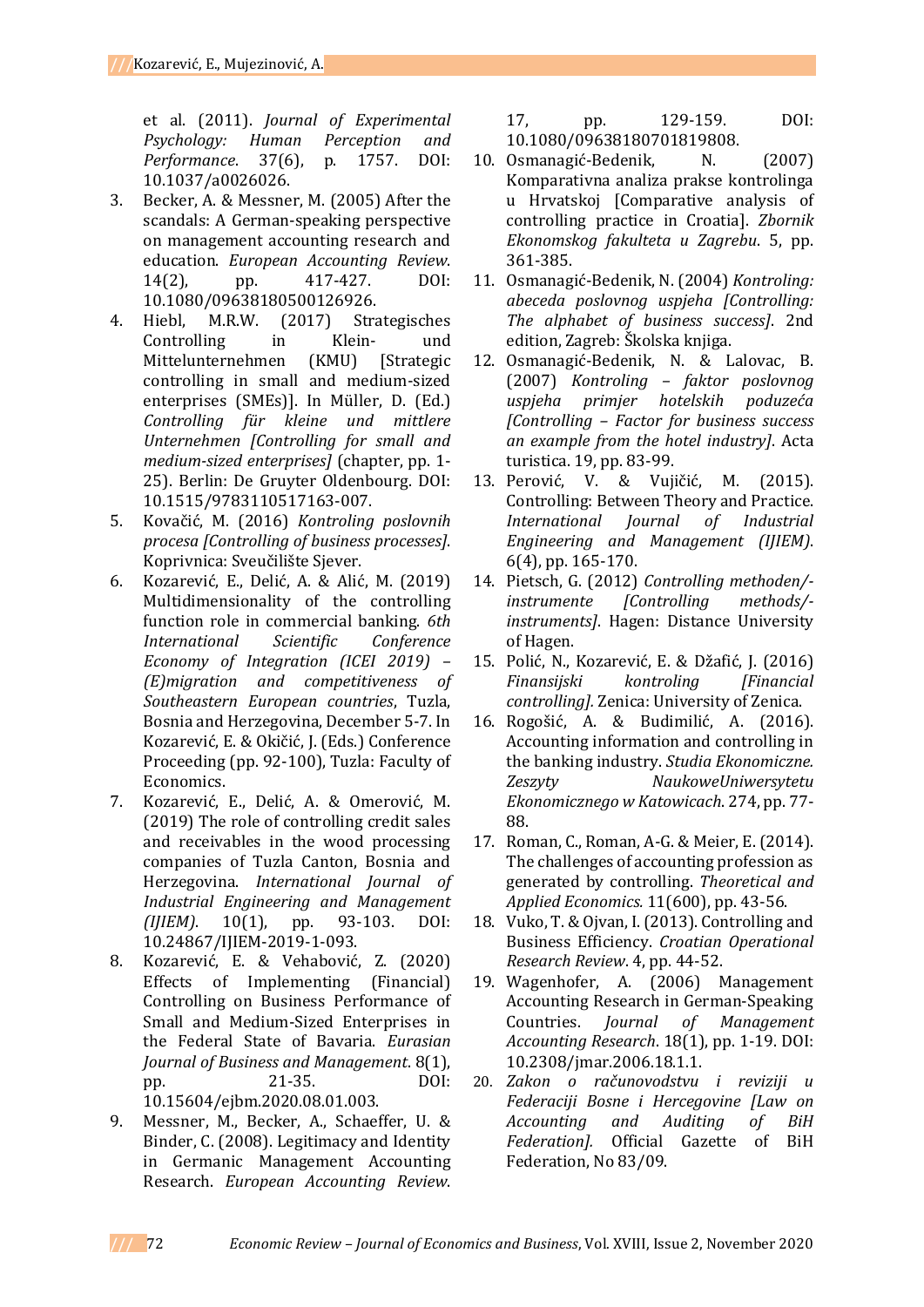et al. (2011). *Journal of Experimental Psychology: Human Perception and Performance*. 37(6), p. 1757. DOI: 10.1037/a0026026.

3. Becker, A. & Messner, M. (2005) After the scandals: A German-speaking perspective on management accounting research and education. *European Accounting Review*. 14(2), pp. 417-427. DOI: 10.1080/09638180500126926.
4. Hiebl, M.R.W. (2017) Strategisches Controlling in Klein- und Mittelunternehmen (KMU) [Strategic controlling in small and medium-sized enterprises (SMEs)]. In Müller, D. (Ed.) *Controlling für kleine und mittlere Unternehmen [Controlling for small and medium-sized enterprises]* (chapter, pp. 1-25). Berlin: De Gruyter Oldenbourg. DOI: 10.1515/9783110517163-007.
5. Kovačić, M. (2016) *Kontroling poslovnih procesa [Controlling of business processes]*. Koprivnica: Sveučilište Sjever.
6. Kozarević, E., Delić, A. & Alić, M. (2019) Multidimensionality of the controlling function role in commercial banking. *6th International Scientific Conference Economy of Integration (ICEI 2019) – (E)migration and competitiveness of Southeastern European countries*, Tuzla, Bosnia and Herzegovina, December 5-7. In Kozarević, E. & Okičić, J. (Eds.) Conference Proceeding (pp. 92-100), Tuzla: Faculty of Economics.
7. Kozarević, E., Delić, A. & Omerović, M. (2019) The role of controlling credit sales and receivables in the wood processing companies of Tuzla Canton, Bosnia and Herzegovina. *International Journal of Industrial Engineering and Management (IJIEM)*. 10(1), pp. 93-103. DOI: 10.24867/IJIEM-2019-1-093.
8. Kozarević, E. & Vehabović, Z. (2020) Effects of Implementing (Financial) Controlling on Business Performance of Small and Medium-Sized Enterprises in the Federal State of Bavaria. *Eurasian Journal of Business and Management*. 8(1), pp. 21-35. DOI: 10.15604/ejbm.2020.08.01.003.
9. Messner, M., Becker, A., Schaeffer, U. & Binder, C. (2008). Legitimacy and Identity in Germanic Management Accounting Research. *European Accounting Review*. 17, pp. 129-159. DOI: 10.1080/09638180701819808.
10. Osmanagić-Bedenik, N. (2007) Komparativna analiza prakse kontrolinga u Hrvatskoj [Comparative analysis of controlling practice in Croatia]. *Zbornik Ekonomskog fakulteta u Zagrebu*. 5, pp. 361-385.
11. Osmanagić-Bedenik, N. (2004) *Kontroling: abeceda poslovnog uspjeha [Controlling: The alphabet of business success]*. 2nd edition, Zagreb: Školska knjiga.
12. Osmanagić-Bedenik, N. & Lalovac, B. (2007) *Kontroling – faktor poslovnog uspjeha primjer hotelskih poduzeća [Controlling – Factor for business success an example from the hotel industry]*. Acta turistica. 19, pp. 83-99.
13. Perović, V. & Vujičić, M. (2015). Controlling: Between Theory and Practice. *International Journal of Industrial Engineering and Management (IJIEM)*. 6(4), pp. 165-170.
14. Pietsch, G. (2012) *Controlling methoden/-instrumente [Controlling methods/-instruments]*. Hagen: Distance University of Hagen.
15. Polić, N., Kozarević, E. & Džafić, J. (2016) *Finansijski kontroling [Financial controlling].* Zenica: University of Zenica.
16. Rogošić, A. & Budimilić, A. (2016). Accounting information and controlling in the banking industry. *Studia Ekonomiczne. Zeszyty NaukoweUniwersytetu Ekonomicznego w Katowicach*. 274, pp. 77-88.
17. Roman, C., Roman, A-G. & Meier, E. (2014). The challenges of accounting profession as generated by controlling. *Theoretical and Applied Economics.* 11(600), pp. 43-56.
18. Vuko, T. & Ojvan, I. (2013). Controlling and Business Efficiency. *Croatian Operational Research Review*. 4, pp. 44-52.
19. Wagenhofer, A. (2006) Management Accounting Research in German-Speaking Countries. *Journal of Management Accounting Research*. 18(1), pp. 1-19. DOI: 10.2308/jmar.2006.18.1.1.
20. *Zakon o računovodstvu i reviziji u Federaciji Bosne i Hercegovine [Law on Accounting and Auditing of BiH Federation].* Official Gazette of BiH Federation, No 83/09.